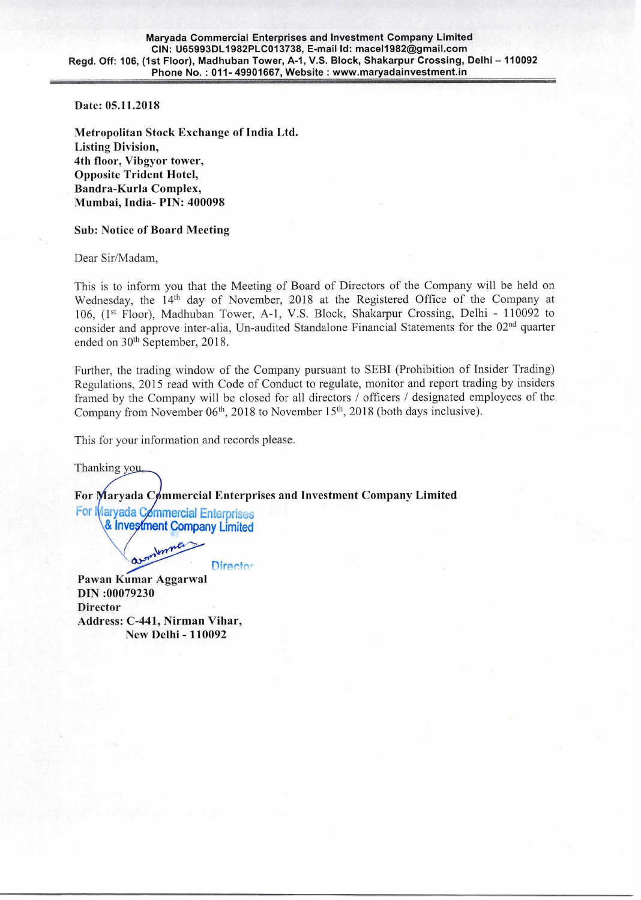**Maryada Commercial Enterprises and Investment Company Limited**
**CIN: U65993DL1982PLC013738, E-mail Id: macel1982@gmail.com**
**Regd. Off: 106, (1st Floor), Madhuban Tower, A-1, V.S. Block, Shakarpur Crossing, Delhi – 110092**
**Phone No. : 011- 49901667, Website : www.maryadainvestment.in**

**Date: 05.11.2018**

**Metropolitan Stock Exchange of India Ltd.**
**Listing Division,**
**4th floor, Vibgyor tower,**
**Opposite Trident Hotel,**
**Bandra-Kurla Complex,**
**Mumbai, India- PIN: 400098**

**Sub: Notice of Board Meeting**

Dear Sir/Madam,

This is to inform you that the Meeting of Board of Directors of the Company will be held on Wednesday, the 14th day of November, 2018 at the Registered Office of the Company at 106, (1st Floor), Madhuban Tower, A-1, V.S. Block, Shakarpur Crossing, Delhi - 110092 to consider and approve inter-alia, Un-audited Standalone Financial Statements for the 02nd quarter ended on 30th September, 2018.

Further, the trading window of the Company pursuant to SEBI (Prohibition of Insider Trading) Regulations, 2015 read with Code of Conduct to regulate, monitor and report trading by insiders framed by the Company will be closed for all directors / officers / designated employees of the Company from November 06th, 2018 to November 15th, 2018 (both days inclusive).

This for your information and records please.

Thanking you,

**For Maryada Commercial Enterprises and Investment Company Limited**

For Maryada Commercial Enterprises & Investment Company Limited

Director

**Pawan Kumar Aggarwal**
**DIN :00079230**
**Director**
**Address: C-441, Nirman Vihar,**
**New Delhi - 110092**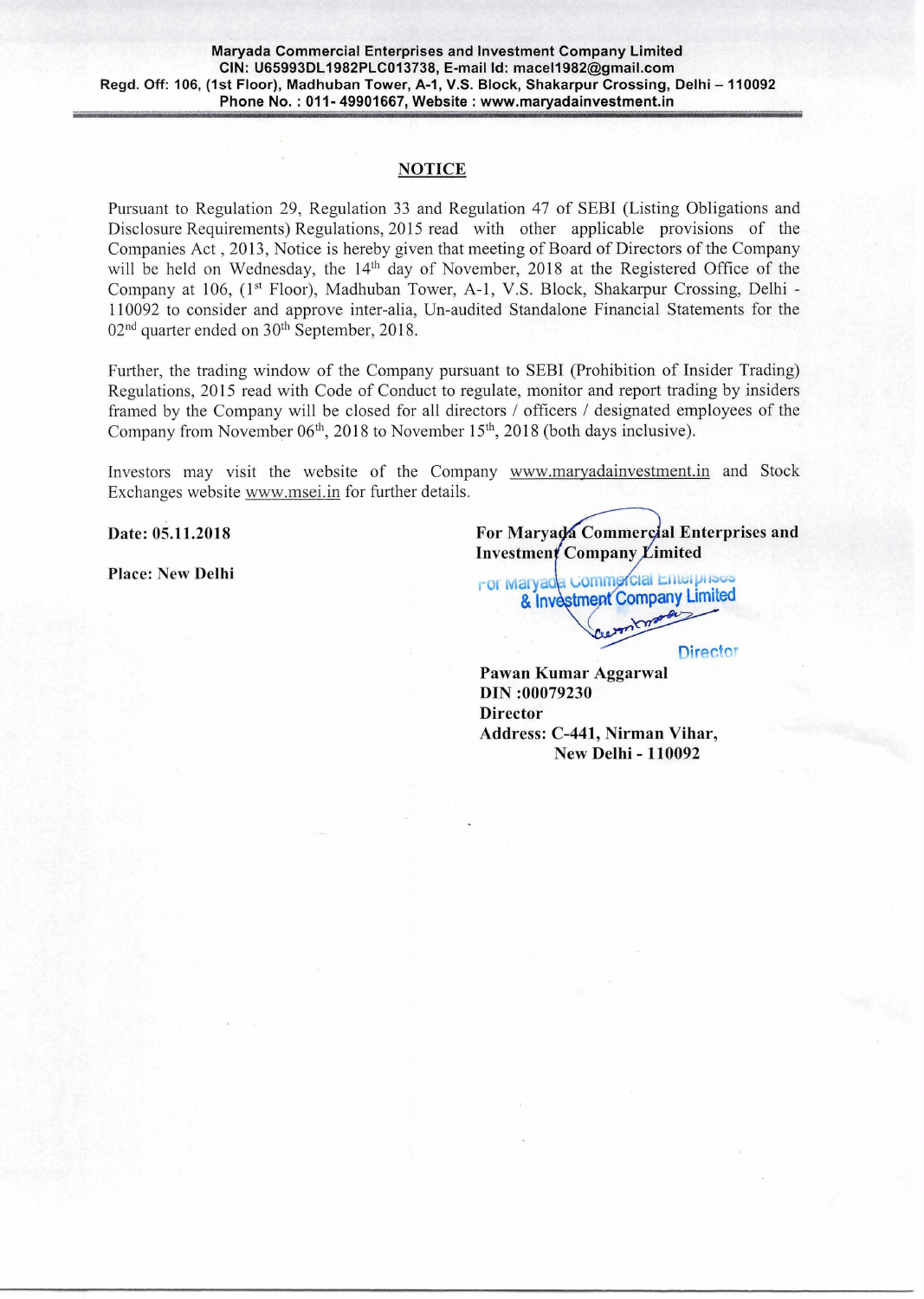**Maryada Commercial Enterprises and Investment Company Limited**
**CIN: U65993DL1982PLC013738, E-mail Id: macel1982@gmail.com**
**Regd. Off: 106, (1st Floor), Madhuban Tower, A-1, V.S. Block, Shakarpur Crossing, Delhi – 110092**
**Phone No. : 011- 49901667, Website : www.maryadainvestment.in**

## NOTICE

Pursuant to Regulation 29, Regulation 33 and Regulation 47 of SEBI (Listing Obligations and Disclosure Requirements) Regulations, 2015 read with other applicable provisions of the Companies Act , 2013, Notice is hereby given that meeting of Board of Directors of the Company will be held on Wednesday, the 14th day of November, 2018 at the Registered Office of the Company at 106, (1st Floor), Madhuban Tower, A-1, V.S. Block, Shakarpur Crossing, Delhi - 110092 to consider and approve inter-alia, Un-audited Standalone Financial Statements for the 02nd quarter ended on 30th September, 2018.

Further, the trading window of the Company pursuant to SEBI (Prohibition of Insider Trading) Regulations, 2015 read with Code of Conduct to regulate, monitor and report trading by insiders framed by the Company will be closed for all directors / officers / designated employees of the Company from November 06th, 2018 to November 15th, 2018 (both days inclusive).

Investors may visit the website of the Company www.maryadainvestment.in and Stock Exchanges website www.msei.in for further details.

**Date: 05.11.2018**

**Place: New Delhi**

**For Maryada Commercial Enterprises and Investment Company Limited**

For Maryada Commercial Enterprises & Investment Company Limited

Director

**Pawan Kumar Aggarwal**
**DIN :00079230**
**Director**
**Address: C-441, Nirman Vihar, New Delhi - 110092**